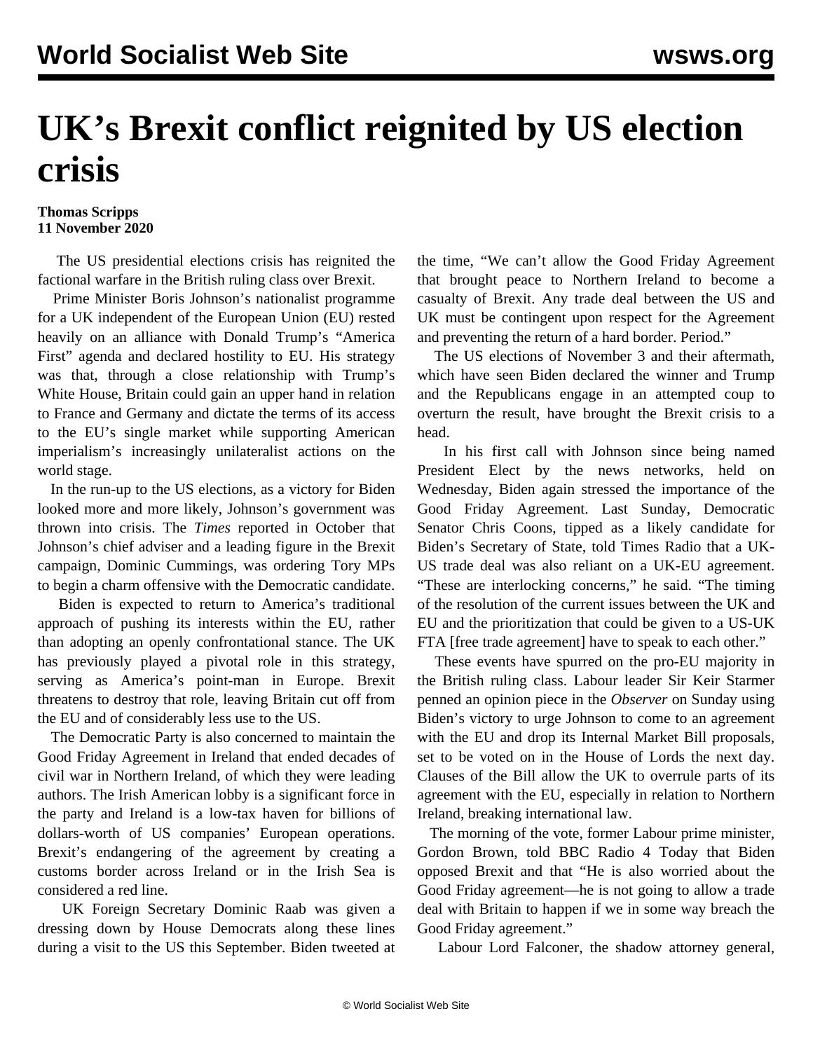# UK's Brexit conflict reignited by US election crisis

**Thomas Scripps**
**11 November 2020**

The US presidential elections crisis has reignited the factional warfare in the British ruling class over Brexit.

Prime Minister Boris Johnson's nationalist programme for a UK independent of the European Union (EU) rested heavily on an alliance with Donald Trump's "America First" agenda and declared hostility to EU. His strategy was that, through a close relationship with Trump's White House, Britain could gain an upper hand in relation to France and Germany and dictate the terms of its access to the EU's single market while supporting American imperialism's increasingly unilateralist actions on the world stage.

In the run-up to the US elections, as a victory for Biden looked more and more likely, Johnson's government was thrown into crisis. The *Times* reported in October that Johnson's chief adviser and a leading figure in the Brexit campaign, Dominic Cummings, was ordering Tory MPs to begin a charm offensive with the Democratic candidate.

Biden is expected to return to America's traditional approach of pushing its interests within the EU, rather than adopting an openly confrontational stance. The UK has previously played a pivotal role in this strategy, serving as America's point-man in Europe. Brexit threatens to destroy that role, leaving Britain cut off from the EU and of considerably less use to the US.

The Democratic Party is also concerned to maintain the Good Friday Agreement in Ireland that ended decades of civil war in Northern Ireland, of which they were leading authors. The Irish American lobby is a significant force in the party and Ireland is a low-tax haven for billions of dollars-worth of US companies' European operations. Brexit's endangering of the agreement by creating a customs border across Ireland or in the Irish Sea is considered a red line.

UK Foreign Secretary Dominic Raab was given a dressing down by House Democrats along these lines during a visit to the US this September. Biden tweeted at the time, "We can't allow the Good Friday Agreement that brought peace to Northern Ireland to become a casualty of Brexit. Any trade deal between the US and UK must be contingent upon respect for the Agreement and preventing the return of a hard border. Period."

The US elections of November 3 and their aftermath, which have seen Biden declared the winner and Trump and the Republicans engage in an attempted coup to overturn the result, have brought the Brexit crisis to a head.

In his first call with Johnson since being named President Elect by the news networks, held on Wednesday, Biden again stressed the importance of the Good Friday Agreement. Last Sunday, Democratic Senator Chris Coons, tipped as a likely candidate for Biden's Secretary of State, told Times Radio that a UK-US trade deal was also reliant on a UK-EU agreement. "These are interlocking concerns," he said. "The timing of the resolution of the current issues between the UK and EU and the prioritization that could be given to a US-UK FTA [free trade agreement] have to speak to each other."

These events have spurred on the pro-EU majority in the British ruling class. Labour leader Sir Keir Starmer penned an opinion piece in the *Observer* on Sunday using Biden's victory to urge Johnson to come to an agreement with the EU and drop its Internal Market Bill proposals, set to be voted on in the House of Lords the next day. Clauses of the Bill allow the UK to overrule parts of its agreement with the EU, especially in relation to Northern Ireland, breaking international law.

The morning of the vote, former Labour prime minister, Gordon Brown, told BBC Radio 4 Today that Biden opposed Brexit and that "He is also worried about the Good Friday agreement—he is not going to allow a trade deal with Britain to happen if we in some way breach the Good Friday agreement."

Labour Lord Falconer, the shadow attorney general,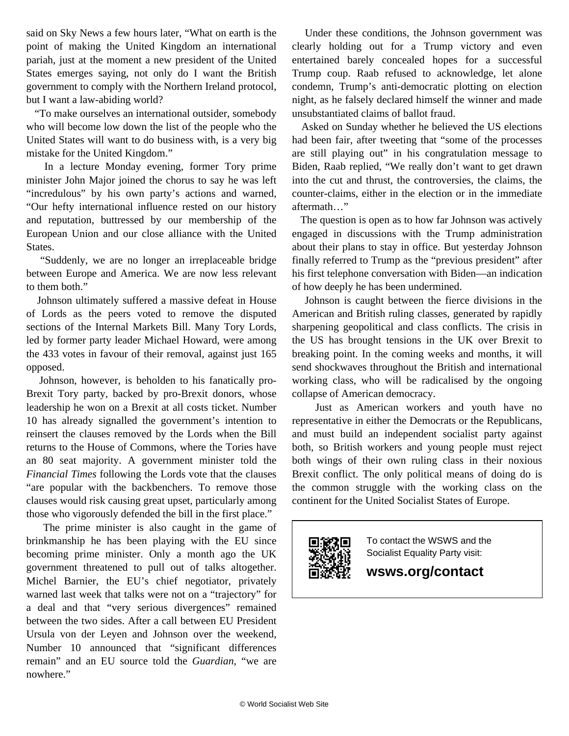said on Sky News a few hours later, “What on earth is the point of making the United Kingdom an international pariah, just at the moment a new president of the United States emerges saying, not only do I want the British government to comply with the Northern Ireland protocol, but I want a law-abiding world?

“To make ourselves an international outsider, somebody who will become low down the list of the people who the United States will want to do business with, is a very big mistake for the United Kingdom.”

In a lecture Monday evening, former Tory prime minister John Major joined the chorus to say he was left “incredulous” by his own party’s actions and warned, “Our hefty international influence rested on our history and reputation, buttressed by our membership of the European Union and our close alliance with the United States.

“Suddenly, we are no longer an irreplaceable bridge between Europe and America. We are now less relevant to them both.”

Johnson ultimately suffered a massive defeat in House of Lords as the peers voted to remove the disputed sections of the Internal Markets Bill. Many Tory Lords, led by former party leader Michael Howard, were among the 433 votes in favour of their removal, against just 165 opposed.

Johnson, however, is beholden to his fanatically pro-Brexit Tory party, backed by pro-Brexit donors, whose leadership he won on a Brexit at all costs ticket. Number 10 has already signalled the government’s intention to reinsert the clauses removed by the Lords when the Bill returns to the House of Commons, where the Tories have an 80 seat majority. A government minister told the *Financial Times* following the Lords vote that the clauses “are popular with the backbenchers. To remove those clauses would risk causing great upset, particularly among those who vigorously defended the bill in the first place.”

The prime minister is also caught in the game of brinkmanship he has been playing with the EU since becoming prime minister. Only a month ago the UK government threatened to pull out of talks altogether. Michel Barnier, the EU’s chief negotiator, privately warned last week that talks were not on a “trajectory” for a deal and that “very serious divergences” remained between the two sides. After a call between EU President Ursula von der Leyen and Johnson over the weekend, Number 10 announced that “significant differences remain” and an EU source told the *Guardian*, “we are nowhere.”

Under these conditions, the Johnson government was clearly holding out for a Trump victory and even entertained barely concealed hopes for a successful Trump coup. Raab refused to acknowledge, let alone condemn, Trump’s anti-democratic plotting on election night, as he falsely declared himself the winner and made unsubstantiated claims of ballot fraud.

Asked on Sunday whether he believed the US elections had been fair, after tweeting that “some of the processes are still playing out” in his congratulation message to Biden, Raab replied, “We really don’t want to get drawn into the cut and thrust, the controversies, the claims, the counter-claims, either in the election or in the immediate aftermath…”

The question is open as to how far Johnson was actively engaged in discussions with the Trump administration about their plans to stay in office. But yesterday Johnson finally referred to Trump as the “previous president” after his first telephone conversation with Biden—an indication of how deeply he has been undermined.

Johnson is caught between the fierce divisions in the American and British ruling classes, generated by rapidly sharpening geopolitical and class conflicts. The crisis in the US has brought tensions in the UK over Brexit to breaking point. In the coming weeks and months, it will send shockwaves throughout the British and international working class, who will be radicalised by the ongoing collapse of American democracy.

Just as American workers and youth have no representative in either the Democrats or the Republicans, and must build an independent socialist party against both, so British workers and young people must reject both wings of their own ruling class in their noxious Brexit conflict. The only political means of doing do is the common struggle with the working class on the continent for the United Socialist States of Europe.

To contact the WSWS and the Socialist Equality Party visit:

**wsws.org/contact**